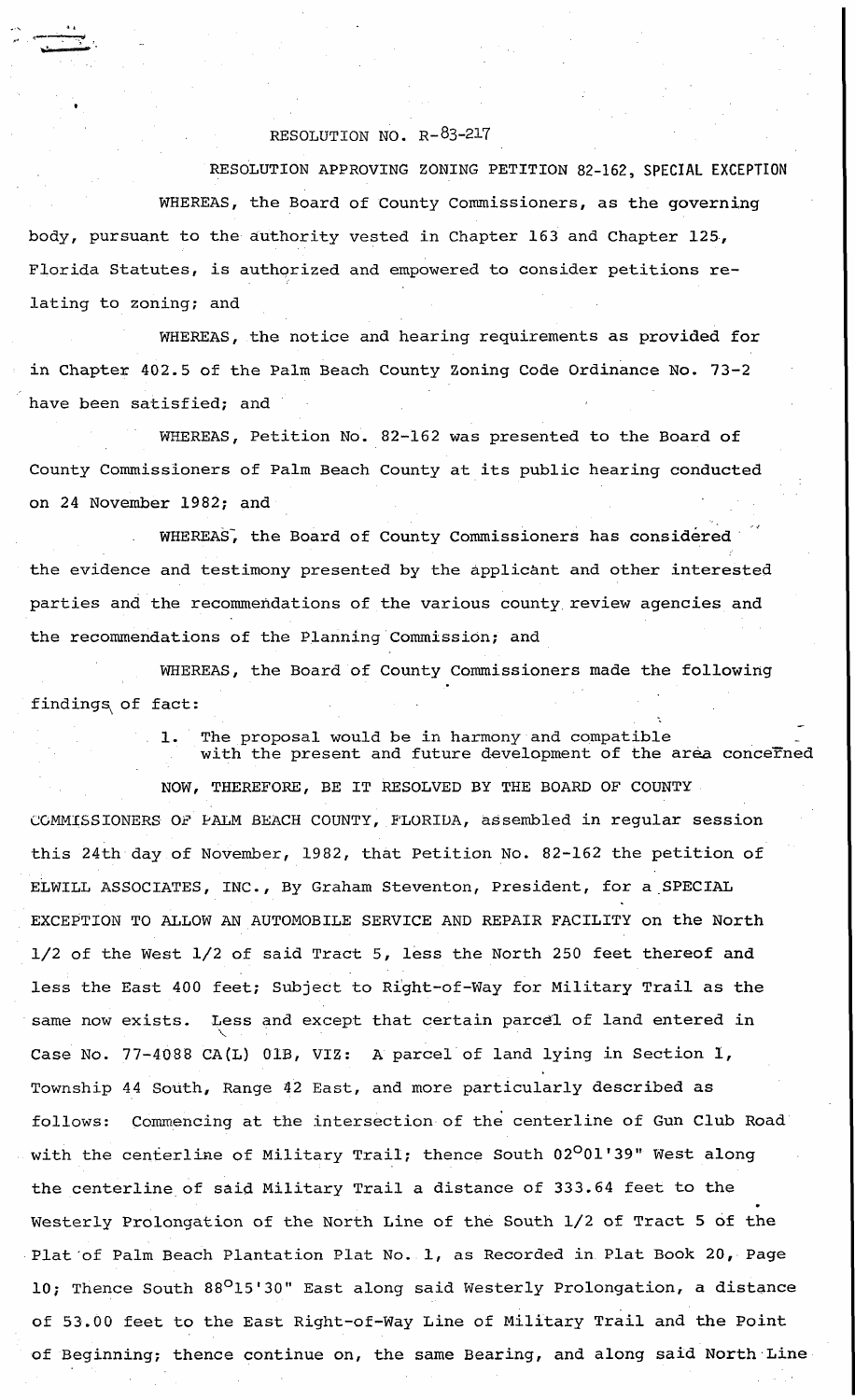RESOLUTION NO. R-83-217

RESOLUTION APPROVING ZONING PETITION 82-162, SPECIAL EXCEPTION

WHEREAS, the Board of County Commissioners, as the governing body, pursuant to the authority vested in Chapter 163 and Chapter 125, Florida Statutes, is authorized and empowered to consider petitions relating to zoning; and

WHEREAS, the notice and hearing requirements as provided for in Chapter 402.5 of the Palm Beach County Zoning Code Ordinance No. 73-2 have been satisfied; and

WHEREAS, Petition No. 82-162 was presented to the Board of County Commissioners of Palm Beach County at its public hearing conducted on 24 November 1982; and

WHEREAS, the Board of County Commissioners has considered the evidence and testimony presented by the applicant and other interested parties and the recommendations of the various county review agencies and the recommendations of the Planning Commission; and

WHEREAS, the Board of County Commissioners made the following findings of fact:

1. The proposal would be in harmony and compatible with the present and future development of the area concerned

NOW, THEREFORE, BE IT RESOLVED BY THE BOARD OF COUNTY COMMISSIONERS OF PALM BEACH COUNTY, FLORIDA, assembled in regular session this 24th day of November, 1982, that Petition No. 82-162 the petition of ELWILL ASSOCIATES, INC., By Graham Steventon, President, for a SPECIAL EXCEPTION TO ALLOW AN AUTOMOBILE SERVICE AND REPAIR FACILITY on the North 1/2 of the West 1/2 of said Tract 5, less the North 250 feet thereof and less the East 400 feet; Subject to Right-of-Way for Military Trail as the same now exists. Less and except that certain parcel of land entered in Case No. 77-4088 CA(L) 01B, VIZ: A parcel of land lying in Section 1, Township 44 South, Range 42 East, and more particularly described as follows: Commencing at the intersection of the centerline of Gun Club Road with the centerline of Military Trail; thence South 02°01'39" West along the centerline of said Military Trail a distance of 333.64 feet to the Westerly Prolongation of the North Line of the South 1/2 of Tract 5 of the Plat of Palm Beach Plantation Plat No. 1, as Recorded in Plat Book 20, Page 10; Thence South 88°15'30" East along said Westerly Prolongation, a distance of 53.00 feet to the East Right-of-Way Line of Military Trail and the Point of Beginning; thence continue on, the same Bearing, and along said North Line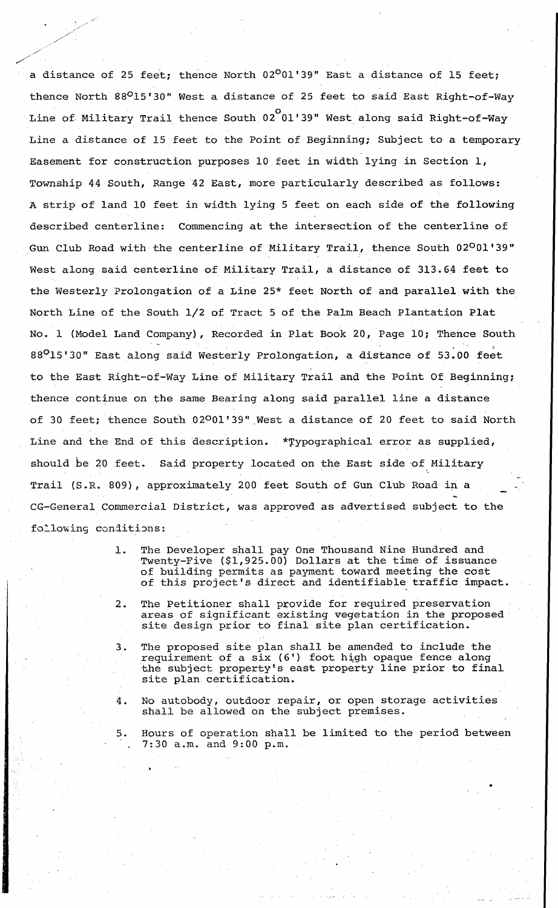a distance of 25 feet; thence North 02°01'39" East a distance of 15 feet; thence North 88°15'30" West a distance of 25 feet to said East Right-of-Way Line of Military Trail thence South 02°01'39" West along said Right-of-Way Line a distance of 15 feet to the Point of Beginning; Subject to a temporary Easement for construction purposes 10 feet in width lying in Section 1, Township 44 South, Range 42 East, more particularly described as follows: A strip of land 10 feet in width lying 5 feet on each side of the following described centerline: Commencing at the intersection of the centerline of Gun Club Road with the centerline of Military Trail, thence South 02°01'39" West along said centerline of Military Trail, a distance of 313.64 feet to the Westerly Prolongation of a Line 25* feet North of and parallel with the North Line of the South 1/2 of Tract 5 of the Palm Beach Plantation Plat No. 1 (Model Land Company), Recorded in Plat Book 20, Page 10; Thence South 88°15'30" East along said Westerly Prolongation, a distance of 53.00 feet to the East Right-of-Way Line of Military Trail and the Point Of Beginning; thence continue on the same Bearing along said parallel line a distance of 30 feet; thence South 02°01'39" West a distance of 20 feet to said North Line and the End of this description. *Typographical error as supplied, should be 20 feet. Said property located on the East side of Military Trail (S.R. 809), approximately 200 feet South of Gun Club Road in a CG-General Commercial District, was approved as advertised subject to the following conditions:

1. The Developer shall pay One Thousand Nine Hundred and Twenty-Five ($1,925.00) Dollars at the time of issuance of building permits as payment toward meeting the cost of this project's direct and identifiable traffic impact.

2. The Petitioner shall provide for required preservation areas of significant existing vegetation in the proposed site design prior to final site plan certification.

3. The proposed site plan shall be amended to include the requirement of a six (6') foot high opaque fence along the subject property's east property line prior to final site plan certification.

4. No autobody, outdoor repair, or open storage activities shall be allowed on the subject premises.

5. Hours of operation shall be limited to the period between 7:30 a.m. and 9:00 p.m.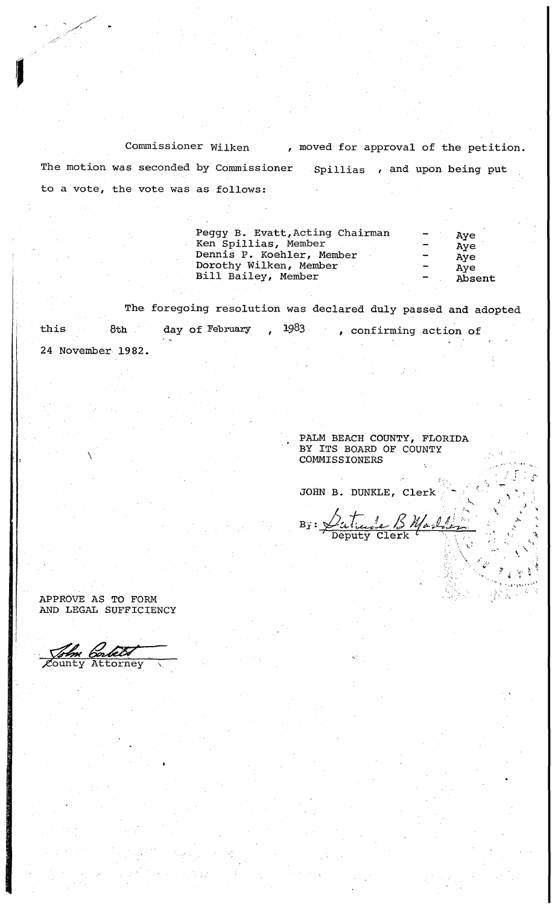Commissioner Wilken, moved for approval of the petition. The motion was seconded by Commissioner Spillias, and upon being put to a vote, the vote was as follows:

| | | |
|---|---|---|
| Peggy B. Evatt, Acting Chairman | - | Aye |
| Ken Spillias, Member | - | Aye |
| Dennis P. Koehler, Member | - | Aye |
| Dorothy Wilken, Member | - | Aye |
| Bill Bailey, Member | - | Absent |

The foregoing resolution was declared duly passed and adopted this 8th day of February, 1983, confirming action of 24 November 1982.

PALM BEACH COUNTY, FLORIDA
BY ITS BOARD OF COUNTY COMMISSIONERS

JOHN B. DUNKLE, Clerk

By: *Gertrude B. Madden*
Deputy Clerk

APPROVE AS TO FORM
AND LEGAL SUFFICIENCY

*John Corbett*
County Attorney